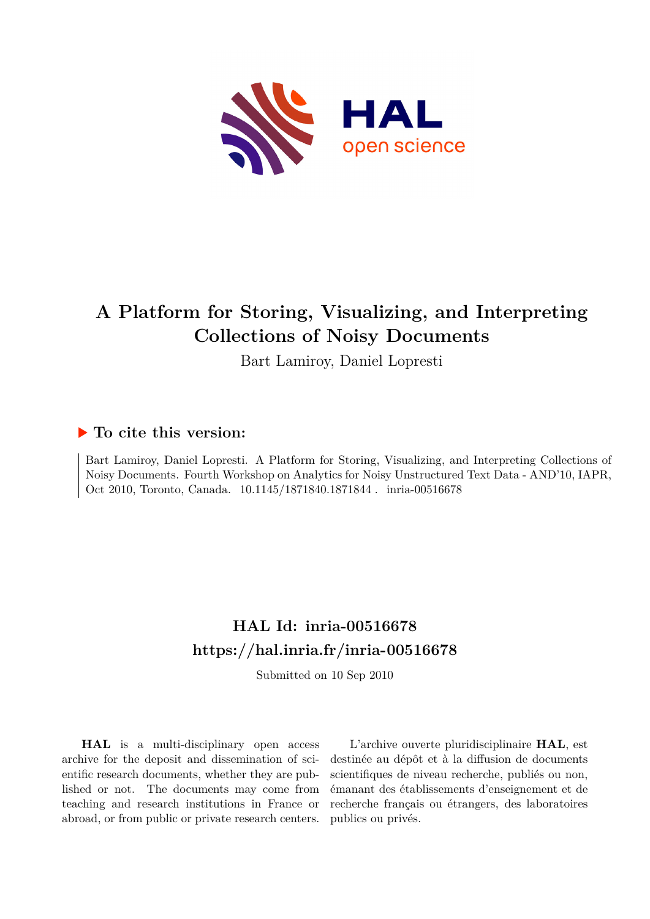# A Platform for Storing, Visualizing, and Interpreting Collections of Noisy Documents

Bart Lamiroy, Daniel Lopresti

## ▶ To cite this version:

Bart Lamiroy, Daniel Lopresti. A Platform for Storing, Visualizing, and Interpreting Collections of Noisy Documents. Fourth Workshop on Analytics for Noisy Unstructured Text Data - AND'10, IAPR, Oct 2010, Toronto, Canada. 10.1145/1871840.1871844 . inria-00516678

## HAL Id: inria-00516678
## https://hal.inria.fr/inria-00516678

Submitted on 10 Sep 2010

**HAL** is a multi-disciplinary open access archive for the deposit and dissemination of scientific research documents, whether they are published or not. The documents may come from teaching and research institutions in France or abroad, or from public or private research centers.

L'archive ouverte pluridisciplinaire **HAL**, est destinée au dépôt et à la diffusion de documents scientifiques de niveau recherche, publiés ou non, émanant des établissements d'enseignement et de recherche français ou étrangers, des laboratoires publics ou privés.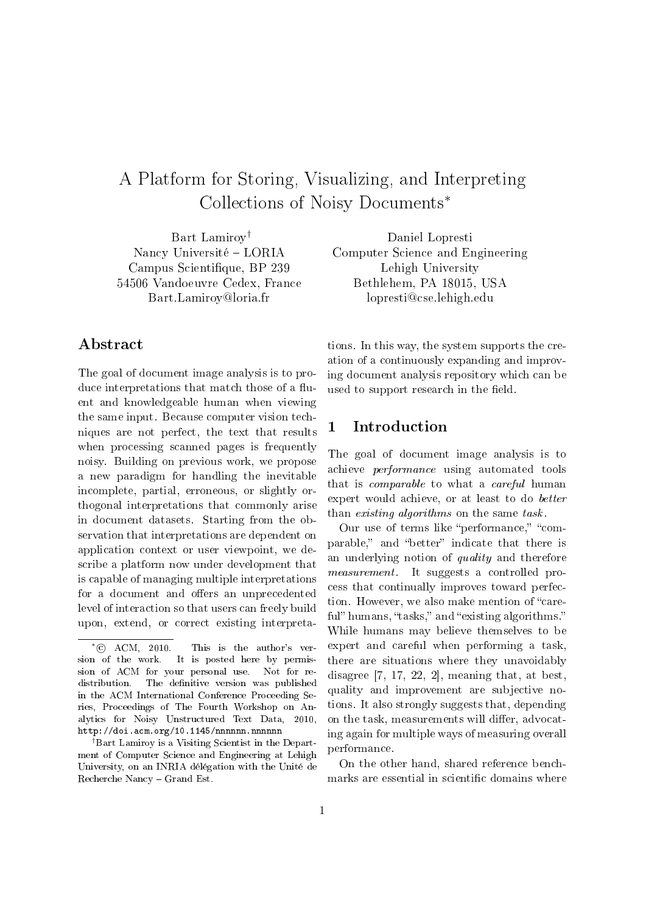# A Platform for Storing, Visualizing, and Interpreting Collections of Noisy Documents*

Bart Lamiroy†
Nancy Université – LORIA
Campus Scientifique, BP 239
54506 Vandoeuvre Cedex, France
Bart.Lamiroy@loria.fr

Daniel Lopresti
Computer Science and Engineering
Lehigh University
Bethlehem, PA 18015, USA
lopresti@cse.lehigh.edu

## Abstract

The goal of document image analysis is to produce interpretations that match those of a fluent and knowledgeable human when viewing the same input. Because computer vision techniques are not perfect, the text that results when processing scanned pages is frequently noisy. Building on previous work, we propose a new paradigm for handling the inevitable incomplete, partial, erroneous, or slightly orthogonal interpretations that commonly arise in document datasets. Starting from the observation that interpretations are dependent on application context or user viewpoint, we describe a platform now under development that is capable of managing multiple interpretations for a document and offers an unprecedented level of interaction so that users can freely build upon, extend, or correct existing interpretations. In this way, the system supports the creation of a continuously expanding and improving document analysis repository which can be used to support research in the field.

## 1 Introduction

The goal of document image analysis is to achieve *performance* using automated tools that is *comparable* to what a *careful* human expert would achieve, or at least to do *better* than *existing algorithms* on the same *task*.

Our use of terms like "performance," "comparable," and "better" indicate that there is an underlying notion of *quality* and therefore *measurement*. It suggests a controlled process that continually improves toward perfection. However, we also make mention of "careful" humans, "tasks," and "existing algorithms." While humans may believe themselves to be expert and careful when performing a task, there are situations where they unavoidably disagree [7, 17, 22, 2], meaning that, at best, quality and improvement are subjective notions. It also strongly suggests that, depending on the task, measurements will differ, advocating again for multiple ways of measuring overall performance.

On the other hand, shared reference benchmarks are essential in scientific domains where

---

*© ACM, 2010. This is the author's version of the work. It is posted here by permission of ACM for your personal use. Not for redistribution. The definitive version was published in the ACM International Conference Proceeding Series, Proceedings of The Fourth Workshop on Analytics for Noisy Unstructured Text Data, 2010, http://doi.acm.org/10.1145/nnnnnn.nnnnnn

†Bart Lamiroy is a Visiting Scientist in the Department of Computer Science and Engineering at Lehigh University, on an INRIA délégation with the Unité de Recherche Nancy – Grand Est.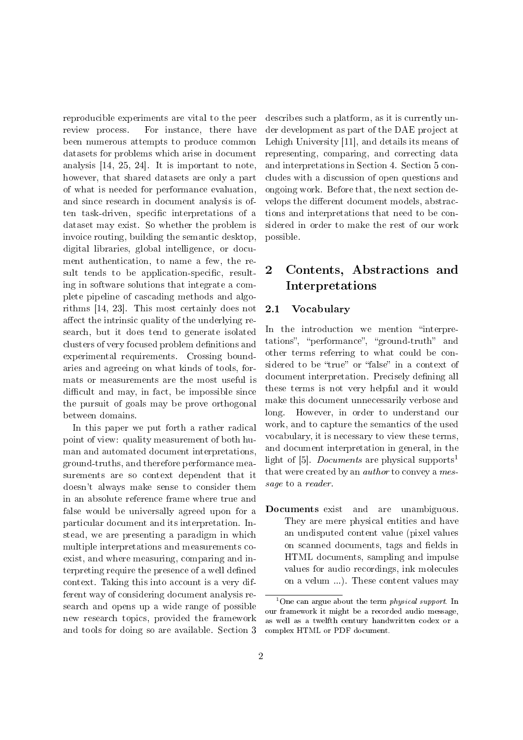reproducible experiments are vital to the peer review process. For instance, there have been numerous attempts to produce common datasets for problems which arise in document analysis [14, 25, 24]. It is important to note, however, that shared datasets are only a part of what is needed for performance evaluation, and since research in document analysis is often task-driven, specific interpretations of a dataset may exist. So whether the problem is invoice routing, building the semantic desktop, digital libraries, global intelligence, or document authentication, to name a few, the result tends to be application-specific, resulting in software solutions that integrate a complete pipeline of cascading methods and algorithms [14, 23]. This most certainly does not affect the intrinsic quality of the underlying research, but it does tend to generate isolated clusters of very focused problem definitions and experimental requirements. Crossing boundaries and agreeing on what kinds of tools, formats or measurements are the most useful is difficult and may, in fact, be impossible since the pursuit of goals may be prove orthogonal between domains.

In this paper we put forth a rather radical point of view: quality measurement of both human and automated document interpretations, ground-truths, and therefore performance measurements are so context dependent that it doesn't always make sense to consider them in an absolute reference frame where true and false would be universally agreed upon for a particular document and its interpretation. Instead, we are presenting a paradigm in which multiple interpretations and measurements coexist, and where measuring, comparing and interpreting require the presence of a well defined context. Taking this into account is a very different way of considering document analysis research and opens up a wide range of possible new research topics, provided the framework and tools for doing so are available. Section 3 describes such a platform, as it is currently under development as part of the DAE project at Lehigh University [11], and details its means of representing, comparing, and correcting data and interpretations in Section 4. Section 5 concludes with a discussion of open questions and ongoing work. Before that, the next section develops the different document models, abstractions and interpretations that need to be considered in order to make the rest of our work possible.

## 2 Contents, Abstractions and Interpretations

### 2.1 Vocabulary

In the introduction we mention "interpretations", "performance", "ground-truth" and other terms referring to what could be considered to be "true" or "false" in a context of document interpretation. Precisely defining all these terms is not very helpful and it would make this document unnecessarily verbose and long. However, in order to understand our work, and to capture the semantics of the used vocabulary, it is necessary to view these terms, and document interpretation in general, in the light of [5]. *Documents* are physical supports[1] that were created by an *author* to convey a *message* to a *reader*.

**Documents** exist and are unambiguous. They are mere physical entities and have an undisputed content value (pixel values on scanned documents, tags and fields in HTML documents, sampling and impulse values for audio recordings, ink molecules on a velum ...). These content values may

[1] One can argue about the term *physical support*. In our framework it might be a recorded audio message, as well as a twelfth century handwritten codex or a complex HTML or PDF document.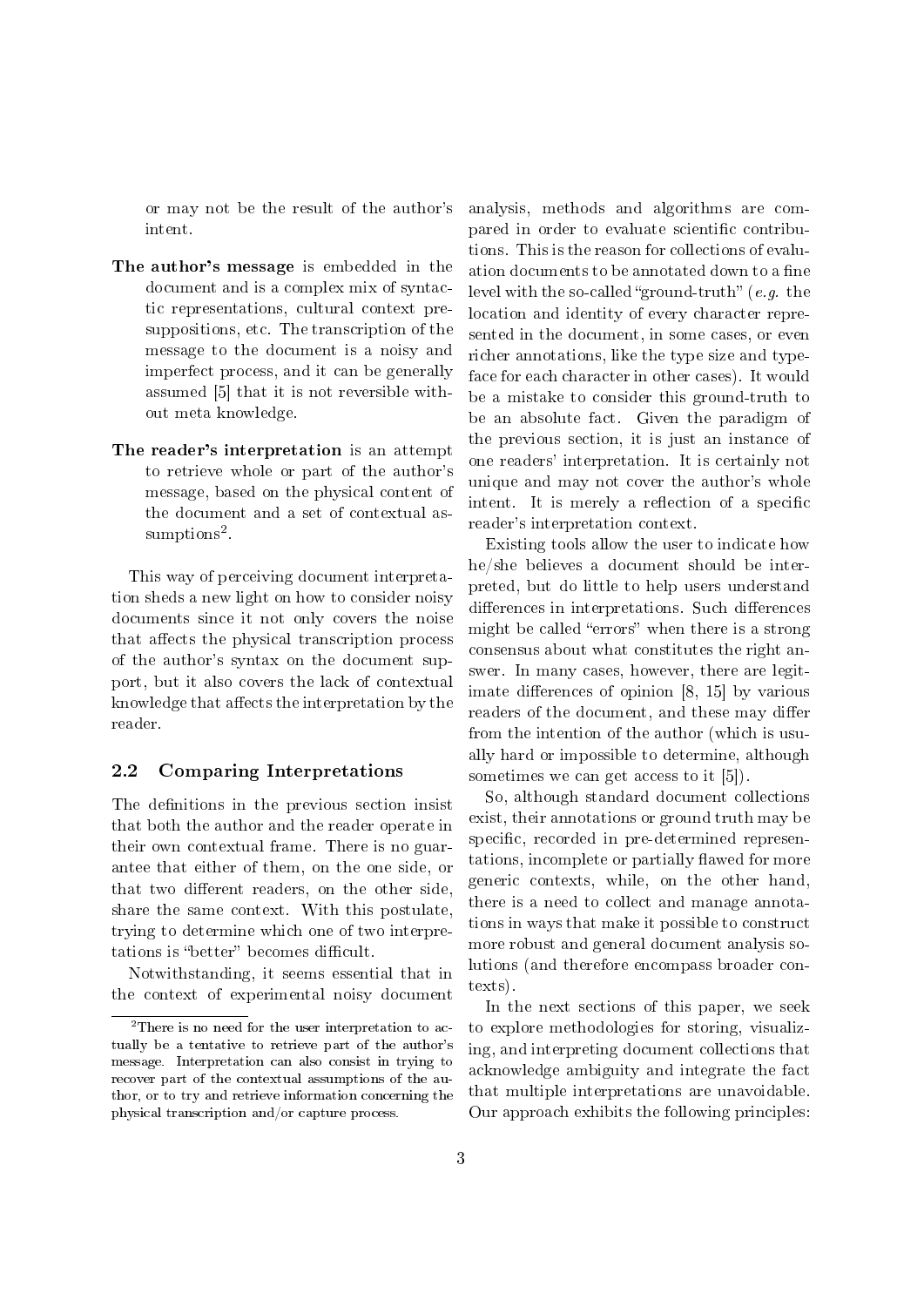or may not be the result of the author's intent.

**The author's message** is embedded in the document and is a complex mix of syntactic representations, cultural context presuppositions, etc. The transcription of the message to the document is a noisy and imperfect process, and it can be generally assumed [5] that it is not reversible without meta knowledge.

**The reader's interpretation** is an attempt to retrieve whole or part of the author's message, based on the physical content of the document and a set of contextual assumptions[2].

This way of perceiving document interpretation sheds a new light on how to consider noisy documents since it not only covers the noise that affects the physical transcription process of the author's syntax on the document support, but it also covers the lack of contextual knowledge that affects the interpretation by the reader.

### 2.2 Comparing Interpretations

The definitions in the previous section insist that both the author and the reader operate in their own contextual frame. There is no guarantee that either of them, on the one side, or that two different readers, on the other side, share the same context. With this postulate, trying to determine which one of two interpretations is "better" becomes difficult.

Notwithstanding, it seems essential that in the context of experimental noisy document analysis, methods and algorithms are compared in order to evaluate scientific contributions. This is the reason for collections of evaluation documents to be annotated down to a fine level with the so-called "ground-truth" (*e.g.* the location and identity of every character represented in the document, in some cases, or even richer annotations, like the type size and typeface for each character in other cases). It would be a mistake to consider this ground-truth to be an absolute fact. Given the paradigm of the previous section, it is just an instance of one readers' interpretation. It is certainly not unique and may not cover the author's whole intent. It is merely a reflection of a specific reader's interpretation context.

Existing tools allow the user to indicate how he/she believes a document should be interpreted, but do little to help users understand differences in interpretations. Such differences might be called "errors" when there is a strong consensus about what constitutes the right answer. In many cases, however, there are legitimate differences of opinion [8, 15] by various readers of the document, and these may differ from the intention of the author (which is usually hard or impossible to determine, although sometimes we can get access to it [5]).

So, although standard document collections exist, their annotations or ground truth may be specific, recorded in pre-determined representations, incomplete or partially flawed for more generic contexts, while, on the other hand, there is a need to collect and manage annotations in ways that make it possible to construct more robust and general document analysis solutions (and therefore encompass broader contexts).

In the next sections of this paper, we seek to explore methodologies for storing, visualizing, and interpreting document collections that acknowledge ambiguity and integrate the fact that multiple interpretations are unavoidable. Our approach exhibits the following principles:

---

[2] There is no need for the user interpretation to actually be a tentative to retrieve part of the author's message. Interpretation can also consist in trying to recover part of the contextual assumptions of the author, or to try and retrieve information concerning the physical transcription and/or capture process.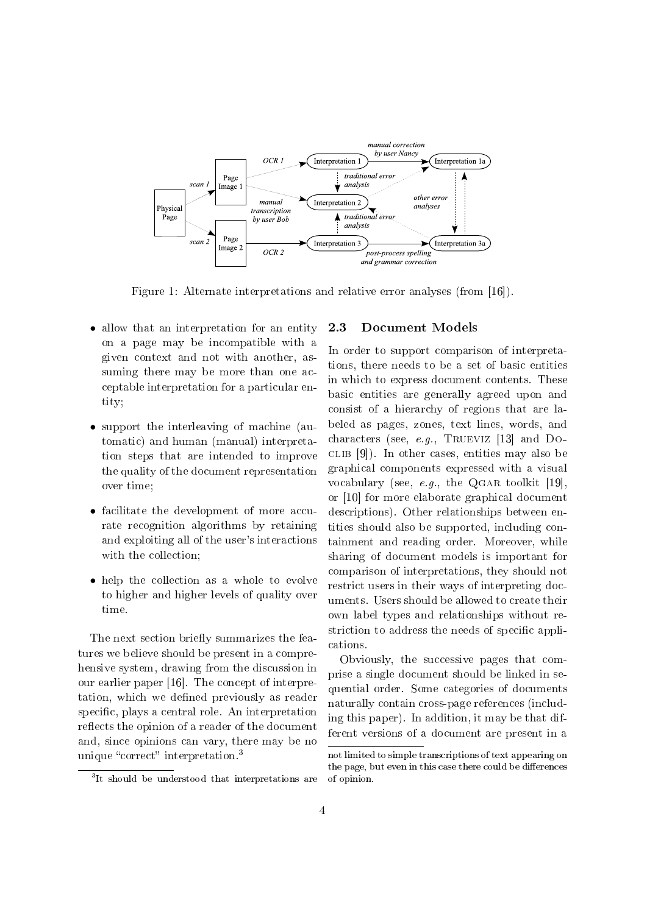Figure 1: Alternate interpretations and relative error analyses (from [16]).

- allow that an interpretation for an entity on a page may be incompatible with a given context and not with another, assuming there may be more than one acceptable interpretation for a particular entity;
- support the interleaving of machine (automatic) and human (manual) interpretation steps that are intended to improve the quality of the document representation over time;
- facilitate the development of more accurate recognition algorithms by retaining and exploiting all of the user's interactions with the collection;
- help the collection as a whole to evolve to higher and higher levels of quality over time.

The next section briefly summarizes the features we believe should be present in a comprehensive system, drawing from the discussion in our earlier paper [16]. The concept of interpretation, which we defined previously as reader specific, plays a central role. An interpretation reflects the opinion of a reader of the document and, since opinions can vary, there may be no unique "correct" interpretation.[3]

[3] It should be understood that interpretations are not limited to simple transcriptions of text appearing on the page, but even in this case there could be differences of opinion.

## 2.3 Document Models

In order to support comparison of interpretations, there needs to be a set of basic entities in which to express document contents. These basic entities are generally agreed upon and consist of a hierarchy of regions that are labeled as pages, zones, text lines, words, and characters (see, *e.g.*, TRUEVIZ [13] and DOCLIB [9]). In other cases, entities may also be graphical components expressed with a visual vocabulary (see, *e.g.*, the QGAR toolkit [19], or [10] for more elaborate graphical document descriptions). Other relationships between entities should also be supported, including containment and reading order. Moreover, while sharing of document models is important for comparison of interpretations, they should not restrict users in their ways of interpreting documents. Users should be allowed to create their own label types and relationships without restriction to address the needs of specific applications.

Obviously, the successive pages that comprise a single document should be linked in sequential order. Some categories of documents naturally contain cross-page references (including this paper). In addition, it may be that different versions of a document are present in a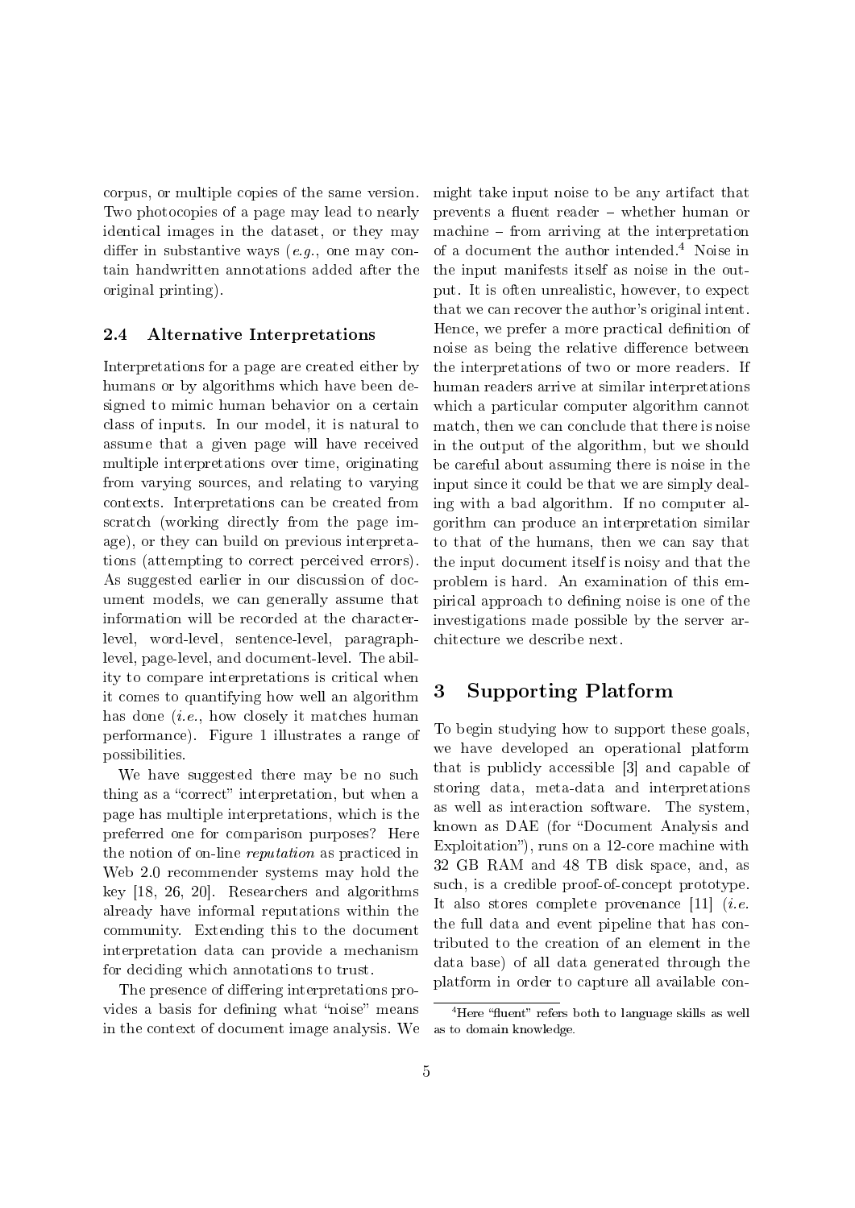corpus, or multiple copies of the same version. Two photocopies of a page may lead to nearly identical images in the dataset, or they may differ in substantive ways (*e.g.*, one may contain handwritten annotations added after the original printing).

### 2.4 Alternative Interpretations

Interpretations for a page are created either by humans or by algorithms which have been designed to mimic human behavior on a certain class of inputs. In our model, it is natural to assume that a given page will have received multiple interpretations over time, originating from varying sources, and relating to varying contexts. Interpretations can be created from scratch (working directly from the page image), or they can build on previous interpretations (attempting to correct perceived errors). As suggested earlier in our discussion of document models, we can generally assume that information will be recorded at the character-level, word-level, sentence-level, paragraph-level, page-level, and document-level. The ability to compare interpretations is critical when it comes to quantifying how well an algorithm has done (*i.e.*, how closely it matches human performance). Figure 1 illustrates a range of possibilities.

We have suggested there may be no such thing as a "correct" interpretation, but when a page has multiple interpretations, which is the preferred one for comparison purposes? Here the notion of on-line *reputation* as practiced in Web 2.0 recommender systems may hold the key [18, 26, 20]. Researchers and algorithms already have informal reputations within the community. Extending this to the document interpretation data can provide a mechanism for deciding which annotations to trust.

The presence of differing interpretations provides a basis for defining what "noise" means in the context of document image analysis. We might take input noise to be any artifact that prevents a fluent reader – whether human or machine – from arriving at the interpretation of a document the author intended.[4] Noise in the input manifests itself as noise in the output. It is often unrealistic, however, to expect that we can recover the author's original intent. Hence, we prefer a more practical definition of noise as being the relative difference between the interpretations of two or more readers. If human readers arrive at similar interpretations which a particular computer algorithm cannot match, then we can conclude that there is noise in the output of the algorithm, but we should be careful about assuming there is noise in the input since it could be that we are simply dealing with a bad algorithm. If no computer algorithm can produce an interpretation similar to that of the humans, then we can say that the input document itself is noisy and that the problem is hard. An examination of this empirical approach to defining noise is one of the investigations made possible by the server architecture we describe next.

## 3 Supporting Platform

To begin studying how to support these goals, we have developed an operational platform that is publicly accessible [3] and capable of storing data, meta-data and interpretations as well as interaction software. The system, known as DAE (for "Document Analysis and Exploitation"), runs on a 12-core machine with 32 GB RAM and 48 TB disk space, and, as such, is a credible proof-of-concept prototype. It also stores complete provenance [11] (*i.e.* the full data and event pipeline that has contributed to the creation of an element in the data base) of all data generated through the platform in order to capture all available con-

[4] Here "fluent" refers both to language skills as well as to domain knowledge.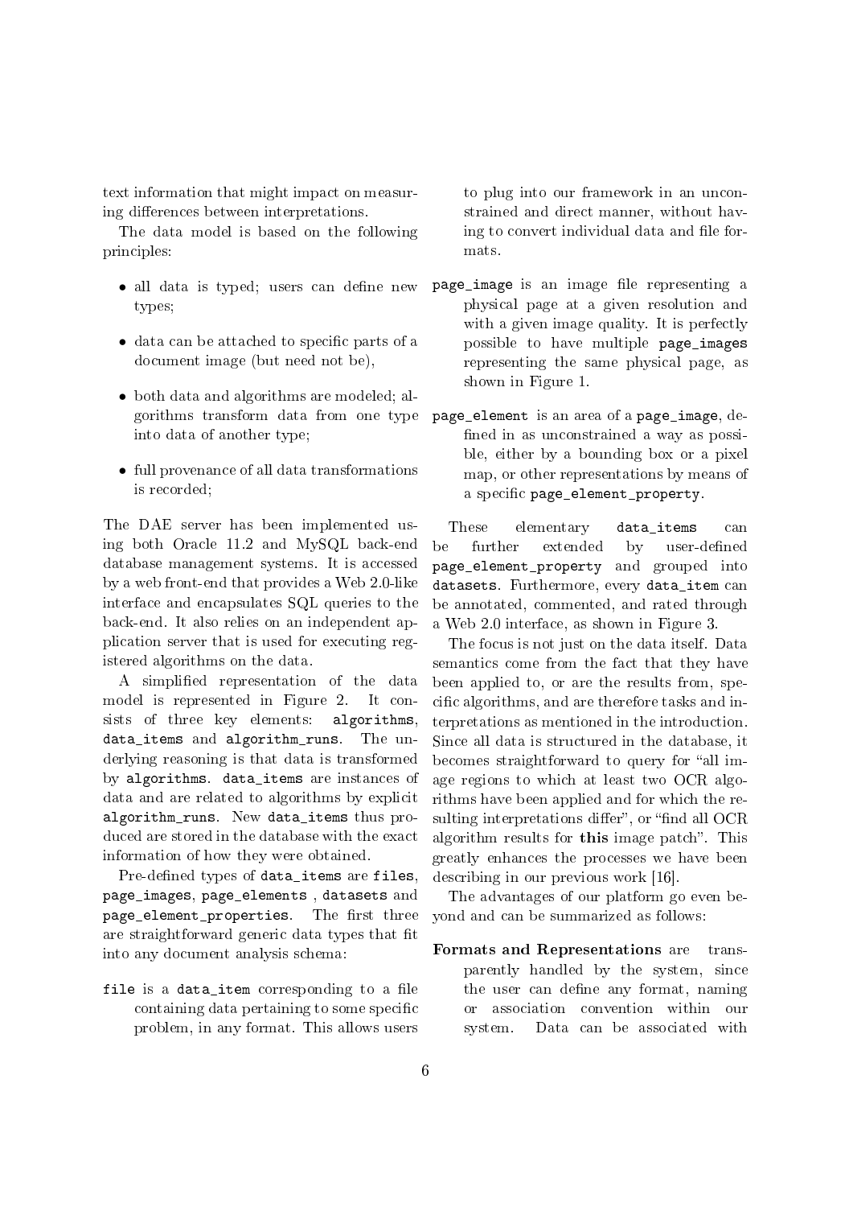text information that might impact on measuring differences between interpretations.

The data model is based on the following principles:

- all data is typed; users can define new types;
- data can be attached to specific parts of a document image (but need not be),
- both data and algorithms are modeled; algorithms transform data from one type into data of another type;
- full provenance of all data transformations is recorded;

The DAE server has been implemented using both Oracle 11.2 and MySQL back-end database management systems. It is accessed by a web front-end that provides a Web 2.0-like interface and encapsulates SQL queries to the back-end. It also relies on an independent application server that is used for executing registered algorithms on the data.

A simplified representation of the data model is represented in Figure 2. It consists of three key elements: `algorithms`, `data_items` and `algorithm_runs`. The underlying reasoning is that data is transformed by `algorithms`. `data_items` are instances of data and are related to algorithms by explicit `algorithm_runs`. New `data_items` thus produced are stored in the database with the exact information of how they were obtained.

Pre-defined types of `data_items` are `files`, `page_images`, `page_elements` , `datasets` and `page_element_properties`. The first three are straightforward generic data types that fit into any document analysis schema:

`file` is a `data_item` corresponding to a file containing data pertaining to some specific problem, in any format. This allows users to plug into our framework in an unconstrained and direct manner, without having to convert individual data and file formats.

`page_image` is an image file representing a physical page at a given resolution and with a given image quality. It is perfectly possible to have multiple `page_images` representing the same physical page, as shown in Figure 1.

`page_element` is an area of a `page_image`, defined in as unconstrained a way as possible, either by a bounding box or a pixel map, or other representations by means of a specific `page_element_property`.

These elementary `data_items` can be further extended by user-defined `page_element_property` and grouped into `datasets`. Furthermore, every `data_item` can be annotated, commented, and rated through a Web 2.0 interface, as shown in Figure 3.

The focus is not just on the data itself. Data semantics come from the fact that they have been applied to, or are the results from, specific algorithms, and are therefore tasks and interpretations as mentioned in the introduction. Since all data is structured in the database, it becomes straightforward to query for "all image regions to which at least two OCR algorithms have been applied and for which the resulting interpretations differ", or "find all OCR algorithm results for **this** image patch". This greatly enhances the processes we have been describing in our previous work [16].

The advantages of our platform go even beyond and can be summarized as follows:

**Formats and Representations** are transparently handled by the system, since the user can define any format, naming or association convention within our system. Data can be associated with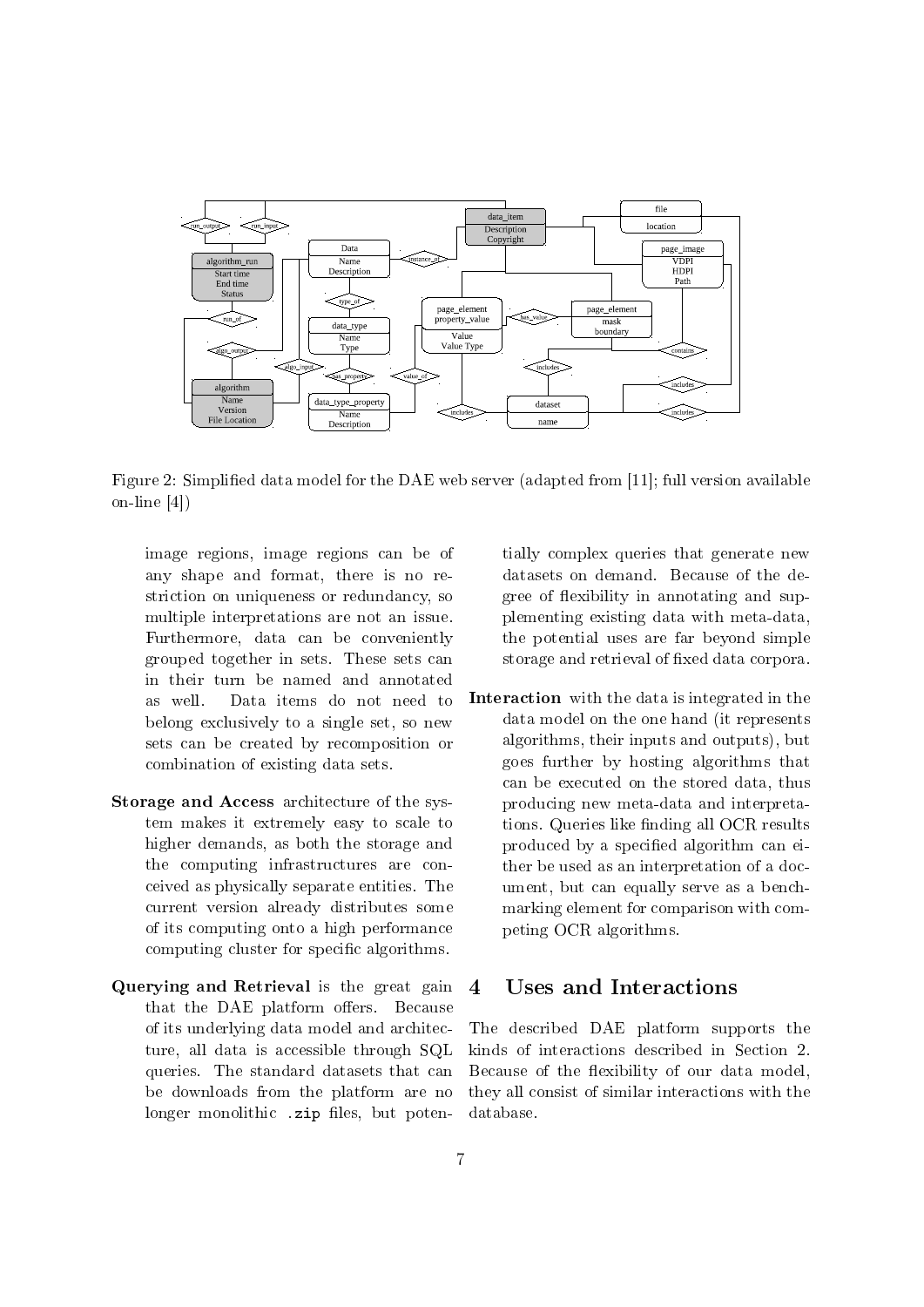Figure 2: Simplified data model for the DAE web server (adapted from [11]; full version available on-line [4])

image regions, image regions can be of any shape and format, there is no restriction on uniqueness or redundancy, so multiple interpretations are not an issue. Furthermore, data can be conveniently grouped together in sets. These sets can in their turn be named and annotated as well. Data items do not need to belong exclusively to a single set, so new sets can be created by recomposition or combination of existing data sets.

**Storage and Access** architecture of the system makes it extremely easy to scale to higher demands, as both the storage and the computing infrastructures are conceived as physically separate entities. The current version already distributes some of its computing onto a high performance computing cluster for specific algorithms.

**Querying and Retrieval** is the great gain that the DAE platform offers. Because of its underlying data model and architecture, all data is accessible through SQL queries. The standard datasets that can be downloads from the platform are no longer monolithic `.zip` files, but potentially complex queries that generate new datasets on demand. Because of the degree of flexibility in annotating and supplementing existing data with meta-data, the potential uses are far beyond simple storage and retrieval of fixed data corpora.

**Interaction** with the data is integrated in the data model on the one hand (it represents algorithms, their inputs and outputs), but goes further by hosting algorithms that can be executed on the stored data, thus producing new meta-data and interpretations. Queries like finding all OCR results produced by a specified algorithm can either be used as an interpretation of a document, but can equally serve as a benchmarking element for comparison with competing OCR algorithms.

## 4 Uses and Interactions

The described DAE platform supports the kinds of interactions described in Section 2. Because of the flexibility of our data model, they all consist of similar interactions with the database.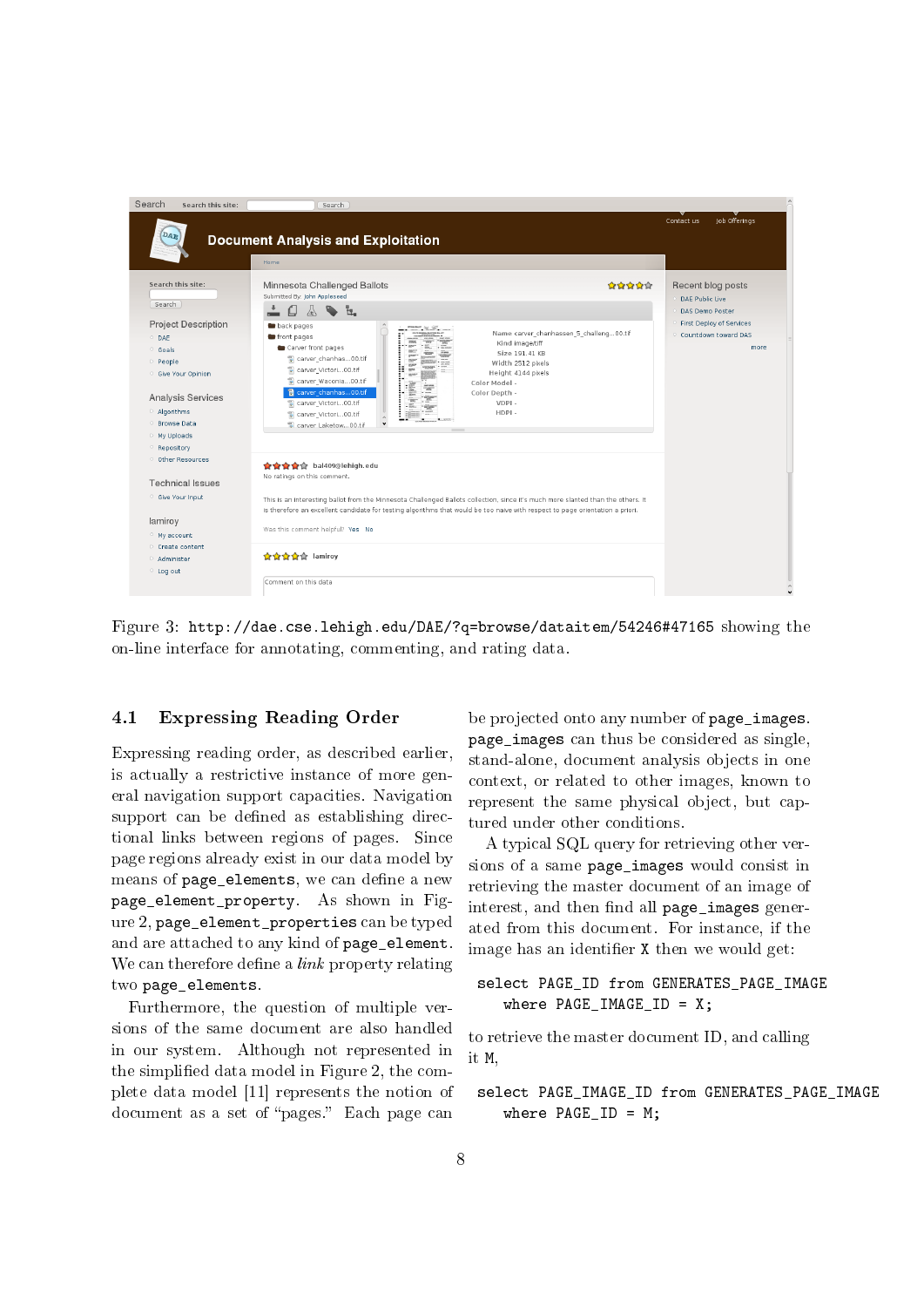Figure 3: http://dae.cse.lehigh.edu/DAE/?q=browse/dataitem/54246#47165 showing the on-line interface for annotating, commenting, and rating data.

### 4.1 Expressing Reading Order

Expressing reading order, as described earlier, is actually a restrictive instance of more general navigation support capacities. Navigation support can be defined as establishing directional links between regions of pages. Since page regions already exist in our data model by means of page_elements, we can define a new page_element_property. As shown in Figure 2, page_element_properties can be typed and are attached to any kind of page_element. We can therefore define a *link* property relating two page_elements.

Furthermore, the question of multiple versions of the same document are also handled in our system. Although not represented in the simplified data model in Figure 2, the complete data model [11] represents the notion of document as a set of "pages." Each page can be projected onto any number of page_images. page_images can thus be considered as single, stand-alone, document analysis objects in one context, or related to other images, known to represent the same physical object, but captured under other conditions.

A typical SQL query for retrieving other versions of a same page_images would consist in retrieving the master document of an image of interest, and then find all page_images generated from this document. For instance, if the image has an identifier X then we would get:

```
select PAGE_ID from GENERATES_PAGE_IMAGE
   where PAGE_IMAGE_ID = X;
```

to retrieve the master document ID, and calling it M,

```
select PAGE_IMAGE_ID from GENERATES_PAGE_IMAGE
   where PAGE_ID = M;
```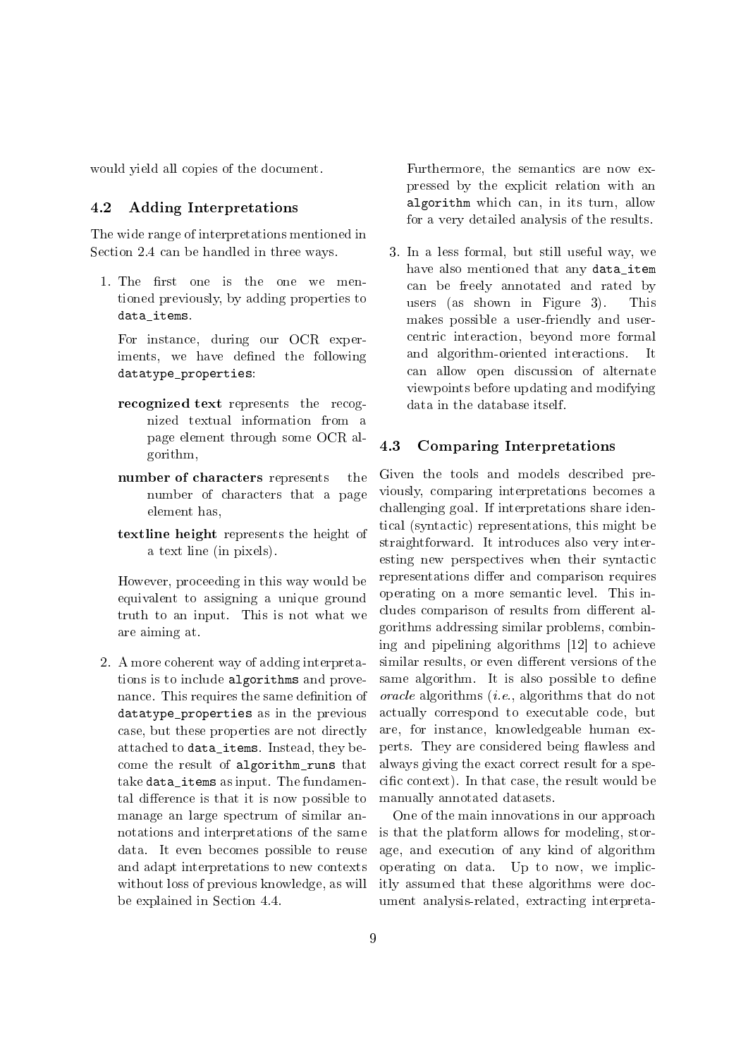would yield all copies of the document.

### 4.2 Adding Interpretations

The wide range of interpretations mentioned in Section 2.4 can be handled in three ways.

1. The first one is the one we mentioned previously, by adding properties to `data_items`.

   For instance, during our OCR experiments, we have defined the following `datatype_properties`:

   **recognized text** represents the recognized textual information from a page element through some OCR algorithm,

   **number of characters** represents the number of characters that a page element has,

   **textline height** represents the height of a text line (in pixels).

   However, proceeding in this way would be equivalent to assigning a unique ground truth to an input. This is not what we are aiming at.

2. A more coherent way of adding interpretations is to include `algorithms` and provenance. This requires the same definition of `datatype_properties` as in the previous case, but these properties are not directly attached to `data_items`. Instead, they become the result of `algorithm_runs` that take `data_items` as input. The fundamental difference is that it is now possible to manage an large spectrum of similar annotations and interpretations of the same data. It even becomes possible to reuse and adapt interpretations to new contexts without loss of previous knowledge, as will be explained in Section 4.4.

   Furthermore, the semantics are now expressed by the explicit relation with an `algorithm` which can, in its turn, allow for a very detailed analysis of the results.

3. In a less formal, but still useful way, we have also mentioned that any `data_item` can be freely annotated and rated by users (as shown in Figure 3). This makes possible a user-friendly and user-centric interaction, beyond more formal and algorithm-oriented interactions. It can allow open discussion of alternate viewpoints before updating and modifying data in the database itself.

### 4.3 Comparing Interpretations

Given the tools and models described previously, comparing interpretations becomes a challenging goal. If interpretations share identical (syntactic) representations, this might be straightforward. It introduces also very interesting new perspectives when their syntactic representations differ and comparison requires operating on a more semantic level. This includes comparison of results from different algorithms addressing similar problems, combining and pipelining algorithms [12] to achieve similar results, or even different versions of the same algorithm. It is also possible to define *oracle* algorithms (*i.e.*, algorithms that do not actually correspond to executable code, but are, for instance, knowledgeable human experts. They are considered being flawless and always giving the exact correct result for a specific context). In that case, the result would be manually annotated datasets.

One of the main innovations in our approach is that the platform allows for modeling, storage, and execution of any kind of algorithm operating on data. Up to now, we implicitly assumed that these algorithms were document analysis-related, extracting interpreta-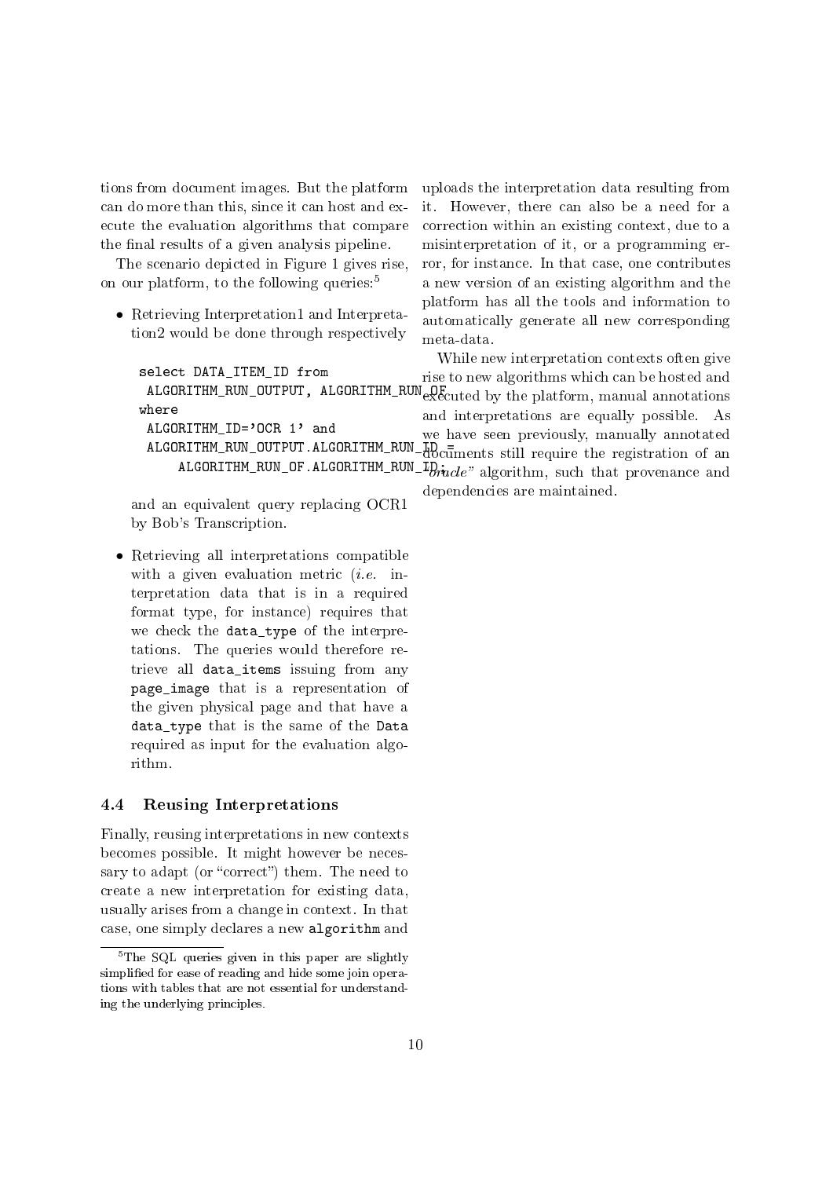tions from document images. But the platform can do more than this, since it can host and execute the evaluation algorithms that compare the final results of a given analysis pipeline.

The scenario depicted in Figure 1 gives rise, on our platform, to the following queries:[5]

- Retrieving Interpretation1 and Interpretation2 would be done through respectively

  ```
  select DATA_ITEM_ID from
   ALGORITHM_RUN_OUTPUT, ALGORITHM_RUN_OF
  where
   ALGORITHM_ID='OCR 1' and
   ALGORITHM_RUN_OUTPUT.ALGORITHM_RUN_ID =
       ALGORITHM_RUN_OF.ALGORITHM_RUN_ID;
  ```

  and an equivalent query replacing OCR1 by Bob's Transcription.

- Retrieving all interpretations compatible with a given evaluation metric (*i.e.* interpretation data that is in a required format type, for instance) requires that we check the `data_type` of the interpretations. The queries would therefore retrieve all `data_items` issuing from any `page_image` that is a representation of the given physical page and that have a `data_type` that is the same of the `Data` required as input for the evaluation algorithm.

### 4.4 Reusing Interpretations

Finally, reusing interpretations in new contexts becomes possible. It might however be necessary to adapt (or "correct") them. The need to create a new interpretation for existing data, usually arises from a change in context. In that case, one simply declares a new `algorithm` and uploads the interpretation data resulting from it. However, there can also be a need for a correction within an existing context, due to a misinterpretation of it, or a programming error, for instance. In that case, one contributes a new version of an existing algorithm and the platform has all the tools and information to automatically generate all new corresponding meta-data.

While new interpretation contexts often give rise to new algorithms which can be hosted and executed by the platform, manual annotations and interpretations are equally possible. As we have seen previously, manually annotated documents still require the registration of an "*oracle*" algorithm, such that provenance and dependencies are maintained.

[5] The SQL queries given in this paper are slightly simplified for ease of reading and hide some join operations with tables that are not essential for understanding the underlying principles.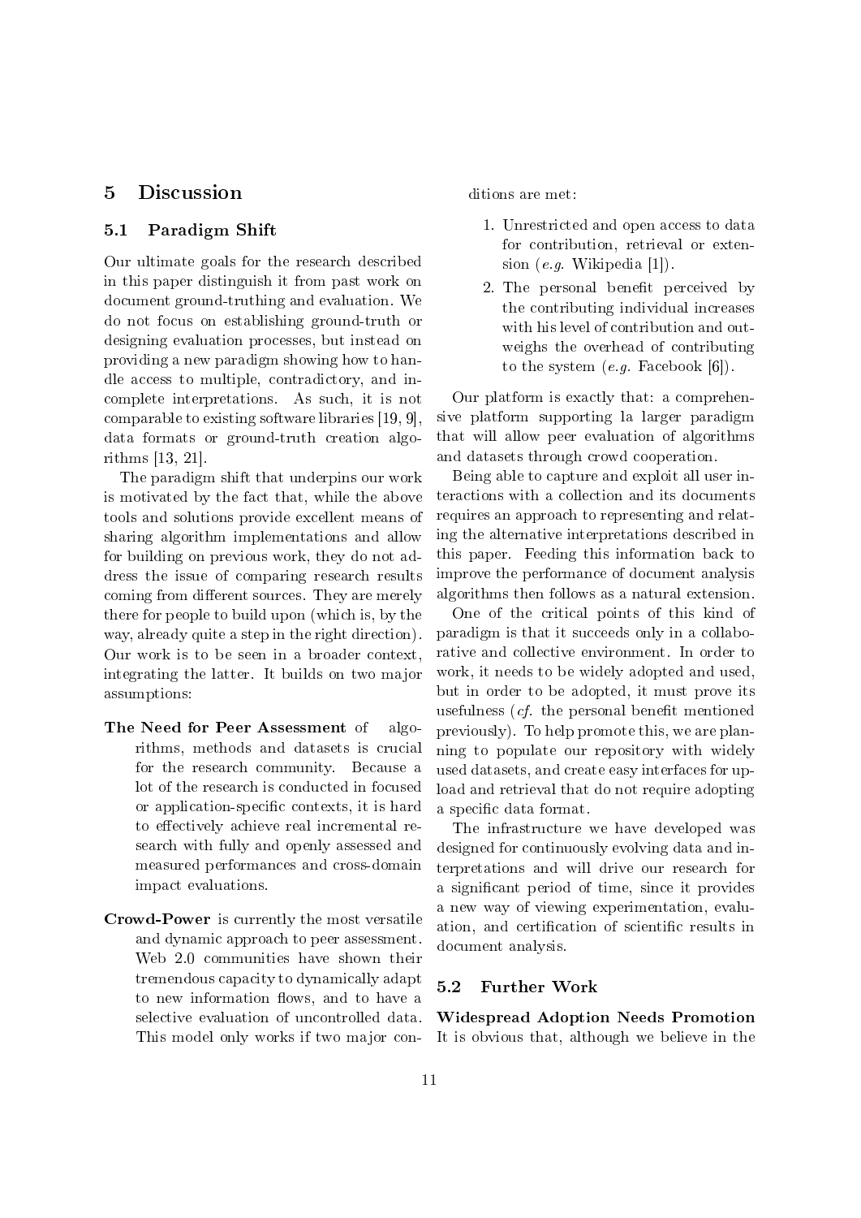## 5 Discussion

### 5.1 Paradigm Shift

Our ultimate goals for the research described in this paper distinguish it from past work on document ground-truthing and evaluation. We do not focus on establishing ground-truth or designing evaluation processes, but instead on providing a new paradigm showing how to handle access to multiple, contradictory, and incomplete interpretations. As such, it is not comparable to existing software libraries [19, 9], data formats or ground-truth creation algorithms [13, 21].

The paradigm shift that underpins our work is motivated by the fact that, while the above tools and solutions provide excellent means of sharing algorithm implementations and allow for building on previous work, they do not address the issue of comparing research results coming from different sources. They are merely there for people to build upon (which is, by the way, already quite a step in the right direction). Our work is to be seen in a broader context, integrating the latter. It builds on two major assumptions:

**The Need for Peer Assessment** of algorithms, methods and datasets is crucial for the research community. Because a lot of the research is conducted in focused or application-specific contexts, it is hard to effectively achieve real incremental research with fully and openly assessed and measured performances and cross-domain impact evaluations.

**Crowd-Power** is currently the most versatile and dynamic approach to peer assessment. Web 2.0 communities have shown their tremendous capacity to dynamically adapt to new information flows, and to have a selective evaluation of uncontrolled data. This model only works if two major conditions are met:

1. Unrestricted and open access to data for contribution, retrieval or extension (*e.g.* Wikipedia [1]).
2. The personal benefit perceived by the contributing individual increases with his level of contribution and outweighs the overhead of contributing to the system (*e.g.* Facebook [6]).

Our platform is exactly that: a comprehensive platform supporting la larger paradigm that will allow peer evaluation of algorithms and datasets through crowd cooperation.

Being able to capture and exploit all user interactions with a collection and its documents requires an approach to representing and relating the alternative interpretations described in this paper. Feeding this information back to improve the performance of document analysis algorithms then follows as a natural extension.

One of the critical points of this kind of paradigm is that it succeeds only in a collaborative and collective environment. In order to work, it needs to be widely adopted and used, but in order to be adopted, it must prove its usefulness (*cf.* the personal benefit mentioned previously). To help promote this, we are planning to populate our repository with widely used datasets, and create easy interfaces for upload and retrieval that do not require adopting a specific data format.

The infrastructure we have developed was designed for continuously evolving data and interpretations and will drive our research for a significant period of time, since it provides a new way of viewing experimentation, evaluation, and certification of scientific results in document analysis.

### 5.2 Further Work

**Widespread Adoption Needs Promotion** It is obvious that, although we believe in the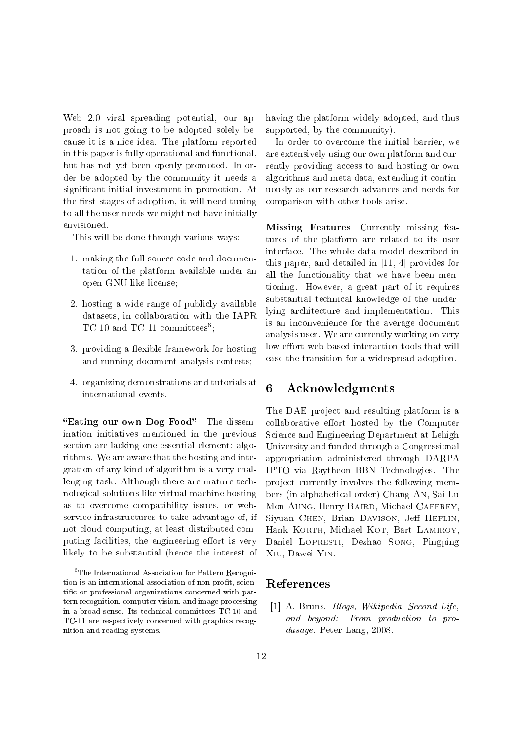Web 2.0 viral spreading potential, our approach is not going to be adopted solely because it is a nice idea. The platform reported in this paper is fully operational and functional, but has not yet been openly promoted. In order be adopted by the community it needs a significant initial investment in promotion. At the first stages of adoption, it will need tuning to all the user needs we might not have initially envisioned.

This will be done through various ways:

1. making the full source code and documentation of the platform available under an open GNU-like license;
2. hosting a wide range of publicly available datasets, in collaboration with the IAPR TC-10 and TC-11 committees[6];
3. providing a flexible framework for hosting and running document analysis contests;
4. organizing demonstrations and tutorials at international events.

**"Eating our own Dog Food"** The dissemination initiatives mentioned in the previous section are lacking one essential element: algorithms. We are aware that the hosting and integration of any kind of algorithm is a very challenging task. Although there are mature technological solutions like virtual machine hosting as to overcome compatibility issues, or webservice infrastructures to take advantage of, if not cloud computing, at least distributed computing facilities, the engineering effort is very likely to be substantial (hence the interest of having the platform widely adopted, and thus supported, by the community).

In order to overcome the initial barrier, we are extensively using our own platform and currently providing access to and hosting or own algorithms and meta data, extending it continuously as our research advances and needs for comparison with other tools arise.

**Missing Features** Currently missing features of the platform are related to its user interface. The whole data model described in this paper, and detailed in [11, 4] provides for all the functionality that we have been mentioning. However, a great part of it requires substantial technical knowledge of the underlying architecture and implementation. This is an inconvenience for the average document analysis user. We are currently working on very low effort web based interaction tools that will ease the transition for a widespread adoption.

## 6 Acknowledgments

The DAE project and resulting platform is a collaborative effort hosted by the Computer Science and Engineering Department at Lehigh University and funded through a Congressional appropriation administered through DARPA IPTO via Raytheon BBN Technologies. The project currently involves the following members (in alphabetical order) Chang An, Sai Lu Mon Aung, Henry Baird, Michael Caffrey, Siyuan Chen, Brian Davison, Jeff Heflin, Hank Korth, Michael Kot, Bart Lamiroy, Daniel Lopresti, Dezhao Song, Pingping Xiu, Dawei Yin.

## References

[1] A. Bruns. *Blogs, Wikipedia, Second Life, and beyond: From production to produsage*. Peter Lang, 2008.

[6] The International Association for Pattern Recognition is an international association of non-profit, scientific or professional organizations concerned with pattern recognition, computer vision, and image processing in a broad sense. Its technical committees TC-10 and TC-11 are respectively concerned with graphics recognition and reading systems.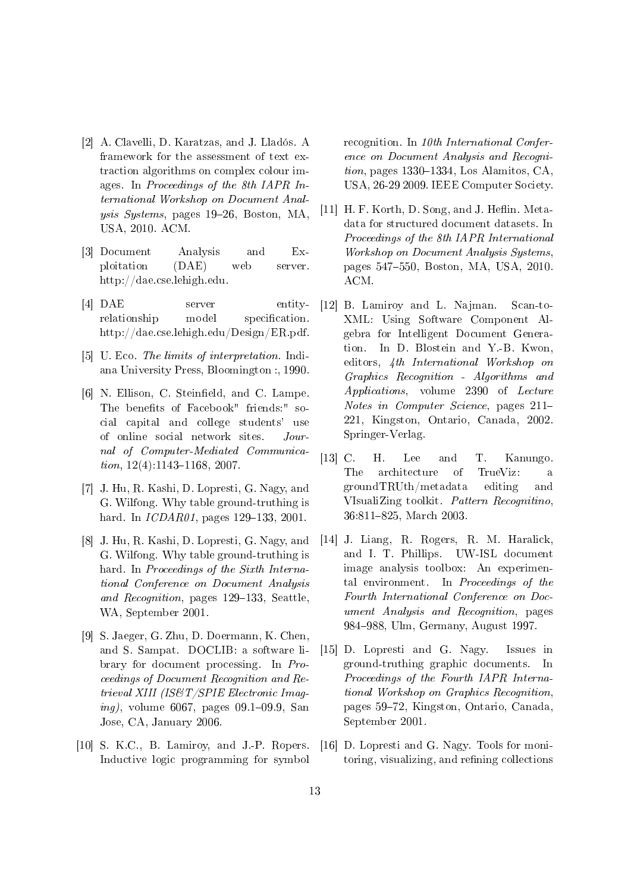[2] A. Clavelli, D. Karatzas, and J. Lladós. A framework for the assessment of text extraction algorithms on complex colour images. In *Proceedings of the 8th IAPR International Workshop on Document Analysis Systems*, pages 19–26, Boston, MA, USA, 2010. ACM.

[3] Document Analysis and Exploitation (DAE) web server. http://dae.cse.lehigh.edu.

[4] DAE server entity-relationship model specification. http://dae.cse.lehigh.edu/Design/ER.pdf.

[5] U. Eco. *The limits of interpretation*. Indiana University Press, Bloomington :, 1990.

[6] N. Ellison, C. Steinfield, and C. Lampe. The benefits of Facebook" friends:" social capital and college students' use of online social network sites. *Journal of Computer-Mediated Communication*, 12(4):1143–1168, 2007.

[7] J. Hu, R. Kashi, D. Lopresti, G. Nagy, and G. Wilfong. Why table ground-truthing is hard. In *ICDAR01*, pages 129–133, 2001.

[8] J. Hu, R. Kashi, D. Lopresti, G. Nagy, and G. Wilfong. Why table ground-truthing is hard. In *Proceedings of the Sixth International Conference on Document Analysis and Recognition*, pages 129–133, Seattle, WA, September 2001.

[9] S. Jaeger, G. Zhu, D. Doermann, K. Chen, and S. Sampat. DOCLIB: a software library for document processing. In *Proceedings of Document Recognition and Retrieval XIII (IS&T/SPIE Electronic Imaging)*, volume 6067, pages 09.1–09.9, San Jose, CA, January 2006.

[10] S. K.C., B. Lamiroy, and J.-P. Ropers. Inductive logic programming for symbol recognition. In *10th International Conference on Document Analysis and Recognition*, pages 1330–1334, Los Alamitos, CA, USA, 26-29 2009. IEEE Computer Society.

[11] H. F. Korth, D. Song, and J. Heflin. Metadata for structured document datasets. In *Proceedings of the 8th IAPR International Workshop on Document Analysis Systems*, pages 547–550, Boston, MA, USA, 2010. ACM.

[12] B. Lamiroy and L. Najman. Scan-to-XML: Using Software Component Algebra for Intelligent Document Generation. In D. Blostein and Y.-B. Kwon, editors, *4th International Workshop on Graphics Recognition - Algorithms and Applications*, volume 2390 of *Lecture Notes in Computer Science*, pages 211–221, Kingston, Ontario, Canada, 2002. Springer-Verlag.

[13] C. H. Lee and T. Kanungo. The architecture of TrueViz: a groundTRUth/metadata editing and VIsualiZing toolkit. *Pattern Recognitino*, 36:811–825, March 2003.

[14] J. Liang, R. Rogers, R. M. Haralick, and I. T. Phillips. UW-ISL document image analysis toolbox: An experimental environment. In *Proceedings of the Fourth International Conference on Document Analysis and Recognition*, pages 984–988, Ulm, Germany, August 1997.

[15] D. Lopresti and G. Nagy. Issues in ground-truthing graphic documents. In *Proceedings of the Fourth IAPR International Workshop on Graphics Recognition*, pages 59–72, Kingston, Ontario, Canada, September 2001.

[16] D. Lopresti and G. Nagy. Tools for monitoring, visualizing, and refining collections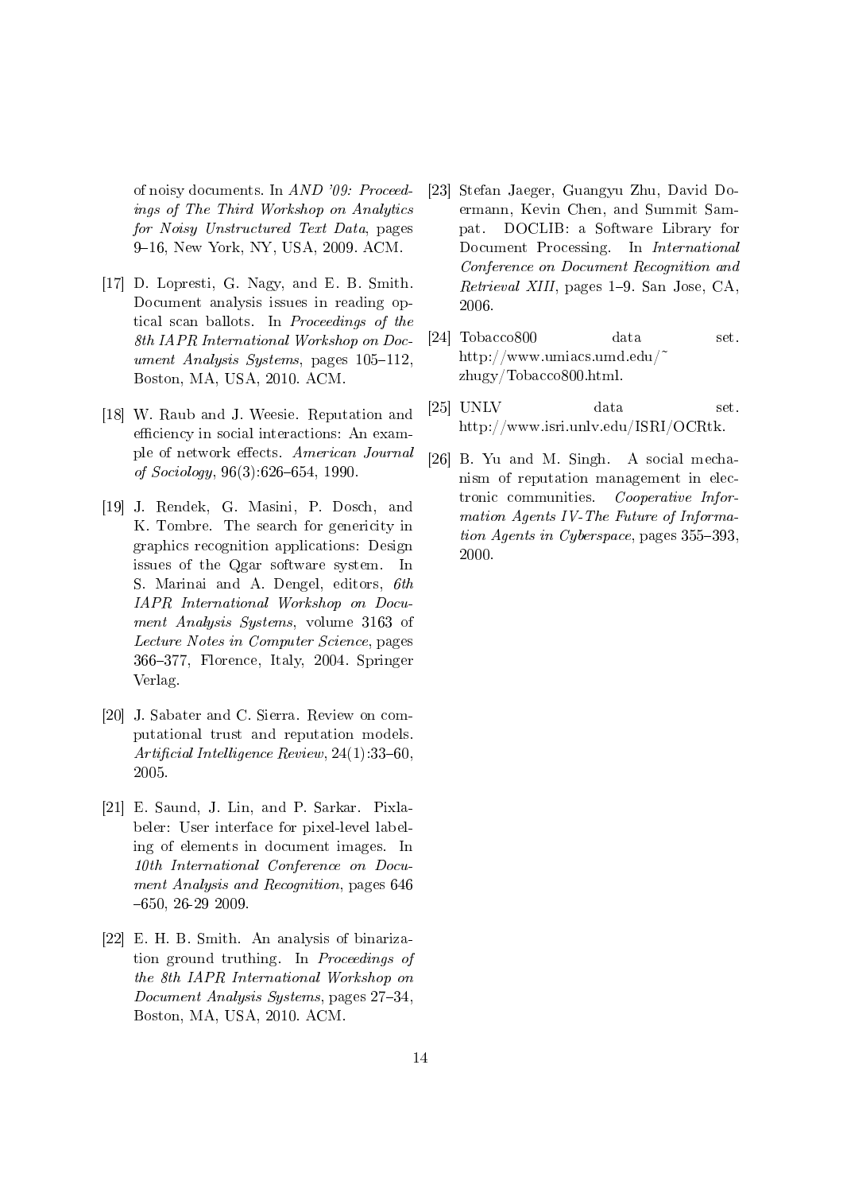of noisy documents. In *AND '09: Proceedings of The Third Workshop on Analytics for Noisy Unstructured Text Data*, pages 9–16, New York, NY, USA, 2009. ACM.

[17] D. Lopresti, G. Nagy, and E. B. Smith. Document analysis issues in reading optical scan ballots. In *Proceedings of the 8th IAPR International Workshop on Document Analysis Systems*, pages 105–112, Boston, MA, USA, 2010. ACM.

[18] W. Raub and J. Weesie. Reputation and efficiency in social interactions: An example of network effects. *American Journal of Sociology*, 96(3):626–654, 1990.

[19] J. Rendek, G. Masini, P. Dosch, and K. Tombre. The search for genericity in graphics recognition applications: Design issues of the Qgar software system. In S. Marinai and A. Dengel, editors, *6th IAPR International Workshop on Document Analysis Systems*, volume 3163 of *Lecture Notes in Computer Science*, pages 366–377, Florence, Italy, 2004. Springer Verlag.

[20] J. Sabater and C. Sierra. Review on computational trust and reputation models. *Artificial Intelligence Review*, 24(1):33–60, 2005.

[21] E. Saund, J. Lin, and P. Sarkar. Pixlabeler: User interface for pixel-level labeling of elements in document images. In *10th International Conference on Document Analysis and Recognition*, pages 646 –650, 26-29 2009.

[22] E. H. B. Smith. An analysis of binarization ground truthing. In *Proceedings of the 8th IAPR International Workshop on Document Analysis Systems*, pages 27–34, Boston, MA, USA, 2010. ACM.

[23] Stefan Jaeger, Guangyu Zhu, David Doermann, Kevin Chen, and Summit Sampat. DOCLIB: a Software Library for Document Processing. In *International Conference on Document Recognition and Retrieval XIII*, pages 1–9. San Jose, CA, 2006.

[24] Tobacco800 data set. http://www.umiacs.umd.edu/~zhugy/Tobacco800.html.

[25] UNLV data set. http://www.isri.unlv.edu/ISRI/OCRtk.

[26] B. Yu and M. Singh. A social mechanism of reputation management in electronic communities. *Cooperative Information Agents IV-The Future of Information Agents in Cyberspace*, pages 355–393, 2000.